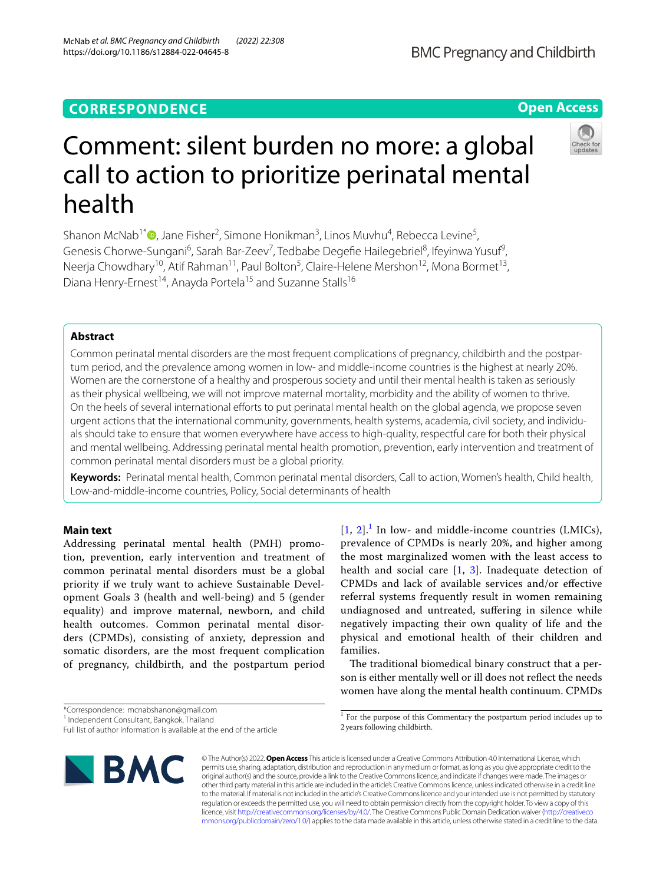CORRESPONDENCE

Open Access

# Comment: silent burden no more: a global call to action to prioritize perinatal mental health

Shanon McNab[1*], Jane Fisher[2], Simone Honikman[3], Linos Muvhu[4], Rebecca Levine[5], Genesis Chorwe-Sungani[6], Sarah Bar-Zeev[7], Tedbabe Degefie Hailegebriel[8], Ifeyinwa Yusuf[9], Neerja Chowdhary[10], Atif Rahman[11], Paul Bolton[5], Claire-Helene Mershon[12], Mona Bormet[13], Diana Henry-Ernest[14], Anayda Portela[15] and Suzanne Stalls[16]

## Abstract

Common perinatal mental disorders are the most frequent complications of pregnancy, childbirth and the postpartum period, and the prevalence among women in low- and middle-income countries is the highest at nearly 20%. Women are the cornerstone of a healthy and prosperous society and until their mental health is taken as seriously as their physical wellbeing, we will not improve maternal mortality, morbidity and the ability of women to thrive. On the heels of several international efforts to put perinatal mental health on the global agenda, we propose seven urgent actions that the international community, governments, health systems, academia, civil society, and individuals should take to ensure that women everywhere have access to high-quality, respectful care for both their physical and mental wellbeing. Addressing perinatal mental health promotion, prevention, early intervention and treatment of common perinatal mental disorders must be a global priority.

**Keywords:** Perinatal mental health, Common perinatal mental disorders, Call to action, Women's health, Child health, Low-and-middle-income countries, Policy, Social determinants of health

## Main text

Addressing perinatal mental health (PMH) promotion, prevention, early intervention and treatment of common perinatal mental disorders must be a global priority if we truly want to achieve Sustainable Development Goals 3 (health and well-being) and 5 (gender equality) and improve maternal, newborn, and child health outcomes. Common perinatal mental disorders (CPMDs), consisting of anxiety, depression and somatic disorders, are the most frequent complication of pregnancy, childbirth, and the postpartum period [1, 2].[1] In low- and middle-income countries (LMICs), prevalence of CPMDs is nearly 20%, and higher among the most marginalized women with the least access to health and social care [1, 3]. Inadequate detection of CPMDs and lack of available services and/or effective referral systems frequently result in women remaining undiagnosed and untreated, suffering in silence while negatively impacting their own quality of life and the physical and emotional health of their children and families.

The traditional biomedical binary construct that a person is either mentally well or ill does not reflect the needs women have along the mental health continuum. CPMDs

[1] For the purpose of this Commentary the postpartum period includes up to 2 years following childbirth.

*Correspondence: mcnabshanon@gmail.com
[1] Independent Consultant, Bangkok, Thailand
Full list of author information is available at the end of the article

© The Author(s) 2022. **Open Access** This article is licensed under a Creative Commons Attribution 4.0 International License, which permits use, sharing, adaptation, distribution and reproduction in any medium or format, as long as you give appropriate credit to the original author(s) and the source, provide a link to the Creative Commons licence, and indicate if changes were made. The images or other third party material in this article are included in the article's Creative Commons licence, unless indicated otherwise in a credit line to the material. If material is not included in the article's Creative Commons licence and your intended use is not permitted by statutory regulation or exceeds the permitted use, you will need to obtain permission directly from the copyright holder. To view a copy of this licence, visit http://creativecommons.org/licenses/by/4.0/. The Creative Commons Public Domain Dedication waiver (http://creativecommons.org/publicdomain/zero/1.0/) applies to the data made available in this article, unless otherwise stated in a credit line to the data.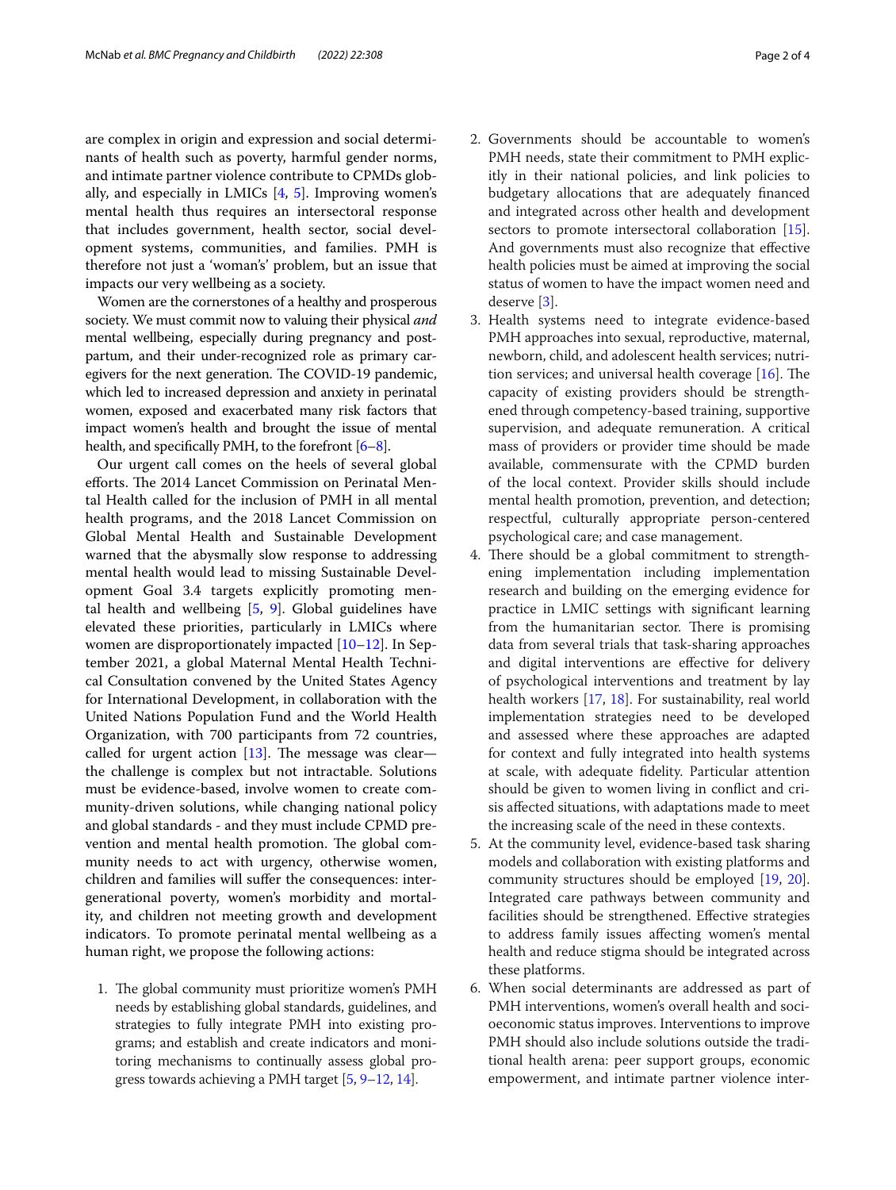are complex in origin and expression and social determinants of health such as poverty, harmful gender norms, and intimate partner violence contribute to CPMDs globally, and especially in LMICs [4, 5]. Improving women's mental health thus requires an intersectoral response that includes government, health sector, social development systems, communities, and families. PMH is therefore not just a 'woman's' problem, but an issue that impacts our very wellbeing as a society.

Women are the cornerstones of a healthy and prosperous society. We must commit now to valuing their physical *and* mental wellbeing, especially during pregnancy and postpartum, and their under-recognized role as primary caregivers for the next generation. The COVID-19 pandemic, which led to increased depression and anxiety in perinatal women, exposed and exacerbated many risk factors that impact women's health and brought the issue of mental health, and specifically PMH, to the forefront [6–8].

Our urgent call comes on the heels of several global efforts. The 2014 Lancet Commission on Perinatal Mental Health called for the inclusion of PMH in all mental health programs, and the 2018 Lancet Commission on Global Mental Health and Sustainable Development warned that the abysmally slow response to addressing mental health would lead to missing Sustainable Development Goal 3.4 targets explicitly promoting mental health and wellbeing [5, 9]. Global guidelines have elevated these priorities, particularly in LMICs where women are disproportionately impacted [10–12]. In September 2021, a global Maternal Mental Health Technical Consultation convened by the United States Agency for International Development, in collaboration with the United Nations Population Fund and the World Health Organization, with 700 participants from 72 countries, called for urgent action [13]. The message was clear—the challenge is complex but not intractable. Solutions must be evidence-based, involve women to create community-driven solutions, while changing national policy and global standards - and they must include CPMD prevention and mental health promotion. The global community needs to act with urgency, otherwise women, children and families will suffer the consequences: intergenerational poverty, women's morbidity and mortality, and children not meeting growth and development indicators. To promote perinatal mental wellbeing as a human right, we propose the following actions:

1. The global community must prioritize women's PMH needs by establishing global standards, guidelines, and strategies to fully integrate PMH into existing programs; and establish and create indicators and monitoring mechanisms to continually assess global progress towards achieving a PMH target [5, 9–12, 14].
2. Governments should be accountable to women's PMH needs, state their commitment to PMH explicitly in their national policies, and link policies to budgetary allocations that are adequately financed and integrated across other health and development sectors to promote intersectoral collaboration [15]. And governments must also recognize that effective health policies must be aimed at improving the social status of women to have the impact women need and deserve [3].
3. Health systems need to integrate evidence-based PMH approaches into sexual, reproductive, maternal, newborn, child, and adolescent health services; nutrition services; and universal health coverage [16]. The capacity of existing providers should be strengthened through competency-based training, supportive supervision, and adequate remuneration. A critical mass of providers or provider time should be made available, commensurate with the CPMD burden of the local context. Provider skills should include mental health promotion, prevention, and detection; respectful, culturally appropriate person-centered psychological care; and case management.
4. There should be a global commitment to strengthening implementation including implementation research and building on the emerging evidence for practice in LMIC settings with significant learning from the humanitarian sector. There is promising data from several trials that task-sharing approaches and digital interventions are effective for delivery of psychological interventions and treatment by lay health workers [17, 18]. For sustainability, real world implementation strategies need to be developed and assessed where these approaches are adapted for context and fully integrated into health systems at scale, with adequate fidelity. Particular attention should be given to women living in conflict and crisis affected situations, with adaptations made to meet the increasing scale of the need in these contexts.
5. At the community level, evidence-based task sharing models and collaboration with existing platforms and community structures should be employed [19, 20]. Integrated care pathways between community and facilities should be strengthened. Effective strategies to address family issues affecting women's mental health and reduce stigma should be integrated across these platforms.
6. When social determinants are addressed as part of PMH interventions, women's overall health and socioeconomic status improves. Interventions to improve PMH should also include solutions outside the traditional health arena: peer support groups, economic empowerment, and intimate partner violence inter-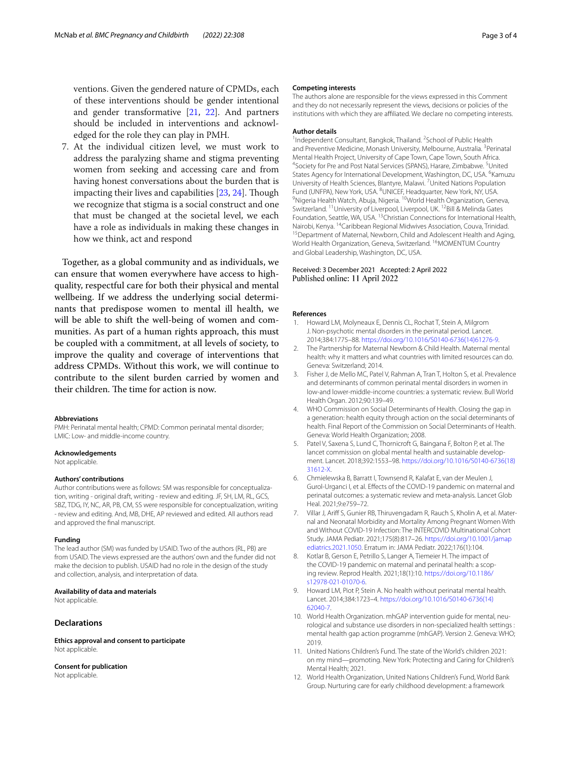ventions. Given the gendered nature of CPMDs, each of these interventions should be gender intentional and gender transformative [21, 22]. And partners should be included in interventions and acknowledged for the role they can play in PMH.

7. At the individual citizen level, we must work to address the paralyzing shame and stigma preventing women from seeking and accessing care and from having honest conversations about the burden that is impacting their lives and capabilities [23, 24]. Though we recognize that stigma is a social construct and one that must be changed at the societal level, we each have a role as individuals in making these changes in how we think, act and respond

Together, as a global community and as individuals, we can ensure that women everywhere have access to high-quality, respectful care for both their physical and mental wellbeing. If we address the underlying social determinants that predispose women to mental ill health, we will be able to shift the well-being of women and communities. As part of a human rights approach, this must be coupled with a commitment, at all levels of society, to improve the quality and coverage of interventions that address CPMDs. Without this work, we will continue to contribute to the silent burden carried by women and their children. The time for action is now.

#### Abbreviations
PMH: Perinatal mental health; CPMD: Common perinatal mental disorder; LMIC: Low- and middle-income country.

#### Acknowledgements
Not applicable.

#### Authors' contributions
Author contributions were as follows: SM was responsible for conceptualization, writing - original draft, writing - review and editing. JF, SH, LM, RL, GCS, SBZ, TDG, IY, NC, AR, PB, CM, SS were responsible for conceptualization, writing - review and editing. And, MB, DHE, AP reviewed and edited. All authors read and approved the final manuscript.

#### Funding
The lead author (SM) was funded by USAID. Two of the authors (RL, PB) are from USAID. The views expressed are the authors' own and the funder did not make the decision to publish. USAID had no role in the design of the study and collection, analysis, and interpretation of data.

#### Availability of data and materials
Not applicable.

### Declarations

#### Ethics approval and consent to participate
Not applicable.

#### Consent for publication
Not applicable.

#### Competing interests
The authors alone are responsible for the views expressed in this Comment and they do not necessarily represent the views, decisions or policies of the institutions with which they are affiliated. We declare no competing interests.

#### Author details
[1]Independent Consultant, Bangkok, Thailand. [2]School of Public Health and Preventive Medicine, Monash University, Melbourne, Australia. [3]Perinatal Mental Health Project, University of Cape Town, Cape Town, South Africa. [4]Society for Pre and Post Natal Services (SPANS), Harare, Zimbabwe. [5]United States Agency for International Development, Washington, DC, USA. [6]Kamuzu University of Health Sciences, Blantyre, Malawi. [7]United Nations Population Fund (UNFPA), New York, USA. [8]UNICEF, Headquarter, New York, NY, USA. [9]Nigeria Health Watch, Abuja, Nigeria. [10]World Health Organization, Geneva, Switzerland. [11]University of Liverpool, Liverpool, UK. [12]Bill & Melinda Gates Foundation, Seattle, WA, USA. [13]Christian Connections for International Health, Nairobi, Kenya. [14]Caribbean Regional Midwives Association, Couva, Trinidad. [15]Department of Maternal, Newborn, Child and Adolescent Health and Aging, World Health Organization, Geneva, Switzerland. [16]MOMENTUM Country and Global Leadership, Washington, DC, USA.

Received: 3 December 2021 Accepted: 2 April 2022
Published online: 11 April 2022

#### References

1. Howard LM, Molyneaux E, Dennis CL, Rochat T, Stein A, Milgrom J. Non-psychotic mental disorders in the perinatal period. Lancet. 2014;384:1775–88. https://doi.org/10.1016/S0140-6736(14)61276-9.
2. The Partnership for Maternal Newborn & Child Health. Maternal mental health: why it matters and what countries with limited resources can do. Geneva: Switzerland; 2014.
3. Fisher J, de Mello MC, Patel V, Rahman A, Tran T, Holton S, et al. Prevalence and determinants of common perinatal mental disorders in women in low-and lower-middle-income countries: a systematic review. Bull World Health Organ. 2012;90:139–49.
4. WHO Commission on Social Determinants of Health. Closing the gap in a generation: health equity through action on the social determinants of health. Final Report of the Commission on Social Determinants of Health. Geneva: World Health Organization; 2008.
5. Patel V, Saxena S, Lund C, Thornicroft G, Baingana F, Bolton P, et al. The lancet commission on global mental health and sustainable development. Lancet. 2018;392:1553–98. https://doi.org/10.1016/S0140-6736(18)31612-X.
6. Chmielewska B, Barratt I, Townsend R, Kalafat E, van der Meulen J, Gurol-Urganci I, et al. Effects of the COVID-19 pandemic on maternal and perinatal outcomes: a systematic review and meta-analysis. Lancet Glob Heal. 2021;9:e759–72.
7. Villar J, Ariff S, Gunier RB, Thiruvengadam R, Rauch S, Kholin A, et al. Maternal and Neonatal Morbidity and Mortality Among Pregnant Women With and Without COVID-19 Infection: The INTERCOVID Multinational Cohort Study. JAMA Pediatr. 2021;175(8):817–26. https://doi.org/10.1001/jamapediatrics.2021.1050. Erratum in: JAMA Pediatr. 2022;176(1):104.
8. Kotlar B, Gerson E, Petrillo S, Langer A, Tiemeier H. The impact of the COVID-19 pandemic on maternal and perinatal health: a scoping review. Reprod Health. 2021;18(1):10. https://doi.org/10.1186/s12978-021-01070-6.
9. Howard LM, Piot P, Stein A. No health without perinatal mental health. Lancet. 2014;384:1723–4. https://doi.org/10.1016/S0140-6736(14)62040-7.
10. World Health Organization. mhGAP intervention guide for mental, neurological and substance use disorders in non-specialized health settings : mental health gap action programme (mhGAP). Version 2. Geneva: WHO; 2019.
11. United Nations Children's Fund. The state of the World's children 2021: on my mind—promoting. New York: Protecting and Caring for Children's Mental Health; 2021.
12. World Health Organization, United Nations Children's Fund, World Bank Group. Nurturing care for early childhood development: a framework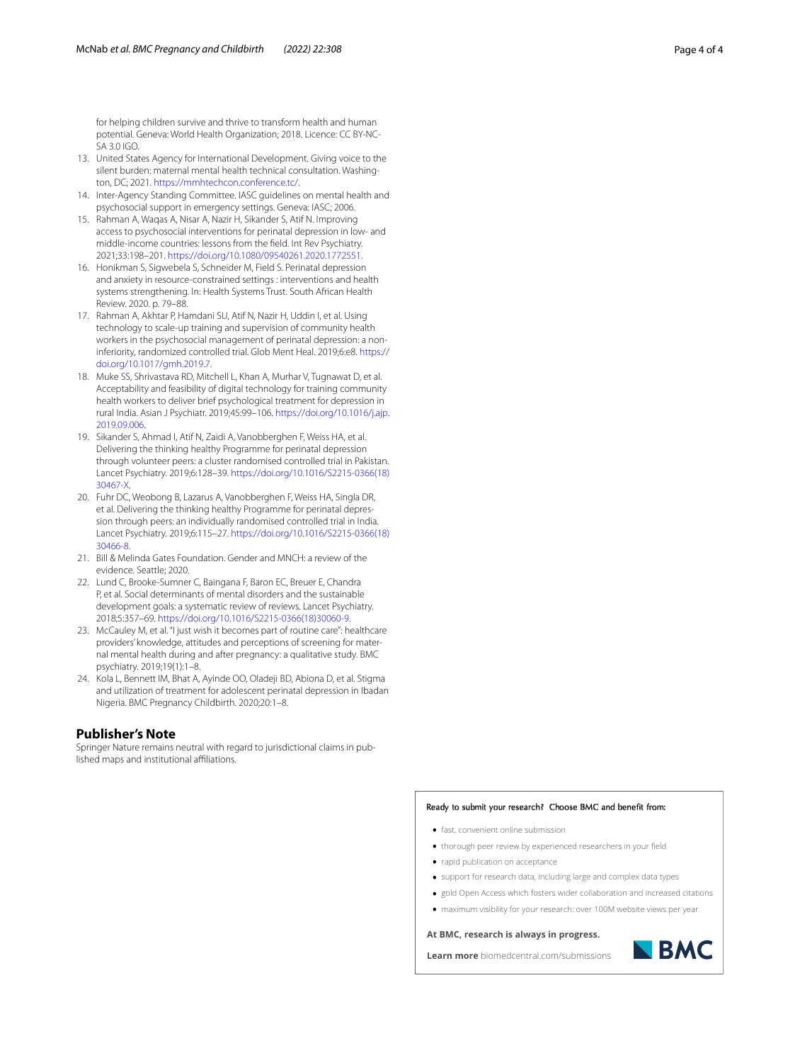for helping children survive and thrive to transform health and human potential. Geneva: World Health Organization; 2018. Licence: CC BY-NC-SA 3.0 IGO.

13. United States Agency for International Development. Giving voice to the silent burden: maternal mental health technical consultation. Washington, DC; 2021. https://mmhtechcon.conference.tc/.
14. Inter-Agency Standing Committee. IASC guidelines on mental health and psychosocial support in emergency settings. Geneva: IASC; 2006.
15. Rahman A, Waqas A, Nisar A, Nazir H, Sikander S, Atif N. Improving access to psychosocial interventions for perinatal depression in low- and middle-income countries: lessons from the field. Int Rev Psychiatry. 2021;33:198–201. https://doi.org/10.1080/09540261.2020.1772551.
16. Honikman S, Sigwebela S, Schneider M, Field S. Perinatal depression and anxiety in resource-constrained settings : interventions and health systems strengthening. In: Health Systems Trust. South African Health Review. 2020. p. 79–88.
17. Rahman A, Akhtar P, Hamdani SU, Atif N, Nazir H, Uddin I, et al. Using technology to scale-up training and supervision of community health workers in the psychosocial management of perinatal depression: a non-inferiority, randomized controlled trial. Glob Ment Heal. 2019;6:e8. https://doi.org/10.1017/gmh.2019.7.
18. Muke SS, Shrivastava RD, Mitchell L, Khan A, Murhar V, Tugnawat D, et al. Acceptability and feasibility of digital technology for training community health workers to deliver brief psychological treatment for depression in rural India. Asian J Psychiatr. 2019;45:99–106. https://doi.org/10.1016/j.ajp.2019.09.006.
19. Sikander S, Ahmad I, Atif N, Zaidi A, Vanobberghen F, Weiss HA, et al. Delivering the thinking healthy Programme for perinatal depression through volunteer peers: a cluster randomised controlled trial in Pakistan. Lancet Psychiatry. 2019;6:128–39. https://doi.org/10.1016/S2215-0366(18)30467-X.
20. Fuhr DC, Weobong B, Lazarus A, Vanobberghen F, Weiss HA, Singla DR, et al. Delivering the thinking healthy Programme for perinatal depression through peers: an individually randomised controlled trial in India. Lancet Psychiatry. 2019;6:115–27. https://doi.org/10.1016/S2215-0366(18)30466-8.
21. Bill & Melinda Gates Foundation. Gender and MNCH: a review of the evidence. Seattle; 2020.
22. Lund C, Brooke-Sumner C, Baingana F, Baron EC, Breuer E, Chandra P, et al. Social determinants of mental disorders and the sustainable development goals: a systematic review of reviews. Lancet Psychiatry. 2018;5:357–69. https://doi.org/10.1016/S2215-0366(18)30060-9.
23. McCauley M, et al. "I just wish it becomes part of routine care": healthcare providers' knowledge, attitudes and perceptions of screening for maternal mental health during and after pregnancy: a qualitative study. BMC psychiatry. 2019;19(1):1–8.
24. Kola L, Bennett IM, Bhat A, Ayinde OO, Oladeji BD, Abiona D, et al. Stigma and utilization of treatment for adolescent perinatal depression in Ibadan Nigeria. BMC Pregnancy Childbirth. 2020;20:1–8.

## Publisher's Note

Springer Nature remains neutral with regard to jurisdictional claims in published maps and institutional affiliations.

Ready to submit your research? Choose BMC and benefit from:

- fast, convenient online submission
- thorough peer review by experienced researchers in your field
- rapid publication on acceptance
- support for research data, including large and complex data types
- gold Open Access which fosters wider collaboration and increased citations
- maximum visibility for your research: over 100M website views per year

**At BMC, research is always in progress.**

**Learn more** biomedcentral.com/submissions

BMC